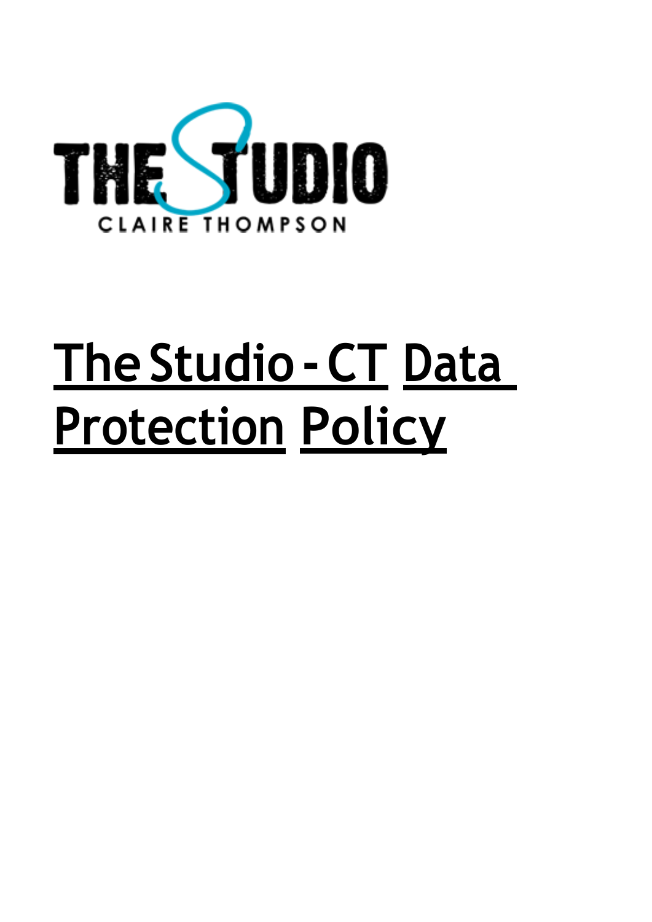# The Studio - CT Data Protection Policy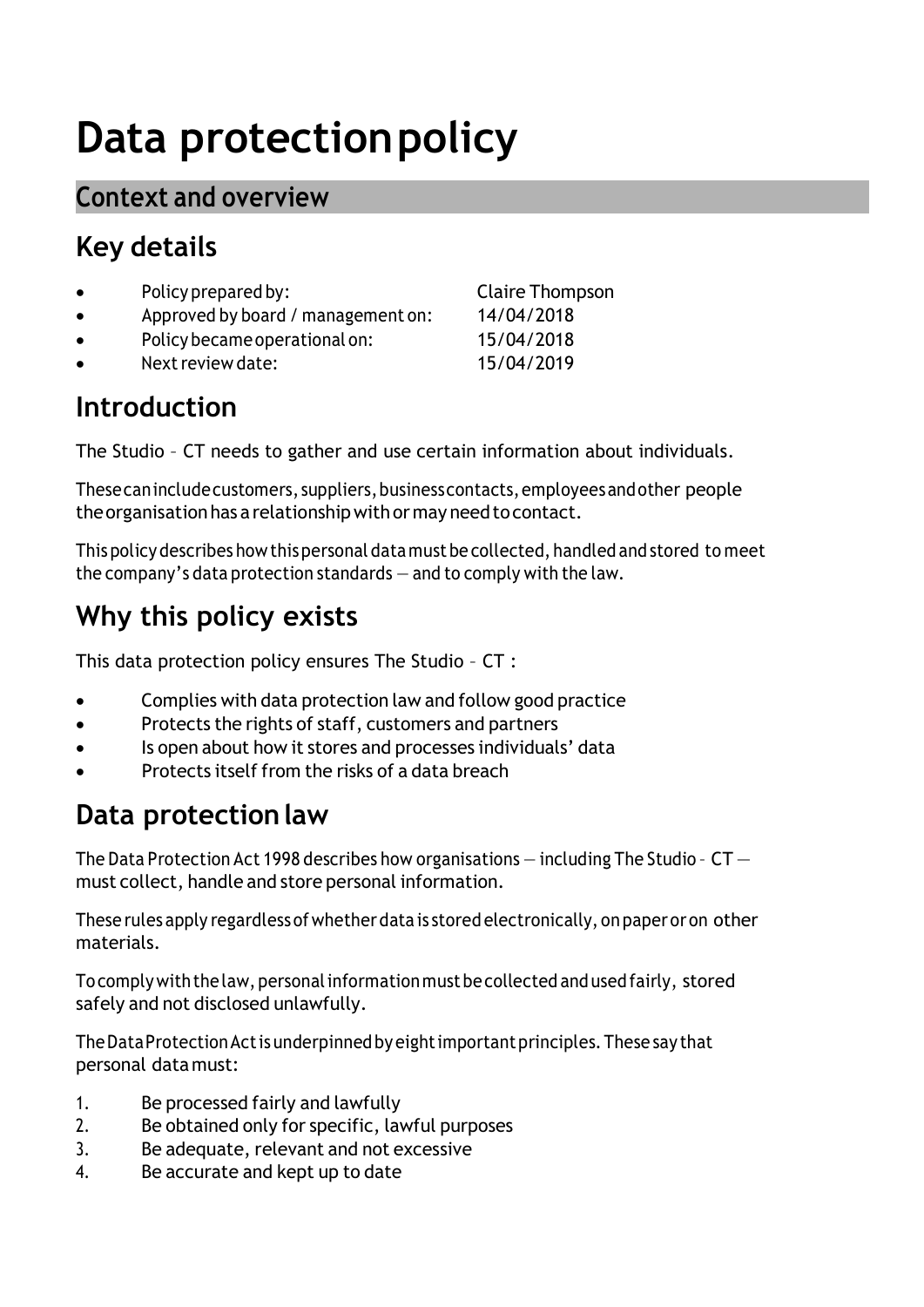# Data protection policy

## Context and overview

### Key details

- Policy prepared by: Claire Thompson
- Approved by board / management on: 14/04/2018
- Policy became operational on: 15/04/2018
- Next review date: 15/04/2019

### Introduction

The Studio – CT needs to gather and use certain information about individuals.

These can include customers, suppliers, business contacts, employees and other people the organisation has a relationship with or may need to contact.

This policy describes how this personal data must be collected, handled and stored to meet the company's data protection standards — and to comply with the law.

### Why this policy exists

This data protection policy ensures The Studio – CT :

- Complies with data protection law and follow good practice
- Protects the rights of staff, customers and partners
- Is open about how it stores and processes individuals' data
- Protects itself from the risks of a data breach

### Data protection law

The Data Protection Act 1998 describes how organisations — including The Studio - CT — must collect, handle and store personal information.

These rules apply regardless of whether data is stored electronically, on paper or on other materials.

To comply with the law, personal information must be collected and used fairly, stored safely and not disclosed unlawfully.

The Data Protection Act is underpinned by eight important principles. These say that personal data must:

1. Be processed fairly and lawfully
2. Be obtained only for specific, lawful purposes
3. Be adequate, relevant and not excessive
4. Be accurate and kept up to date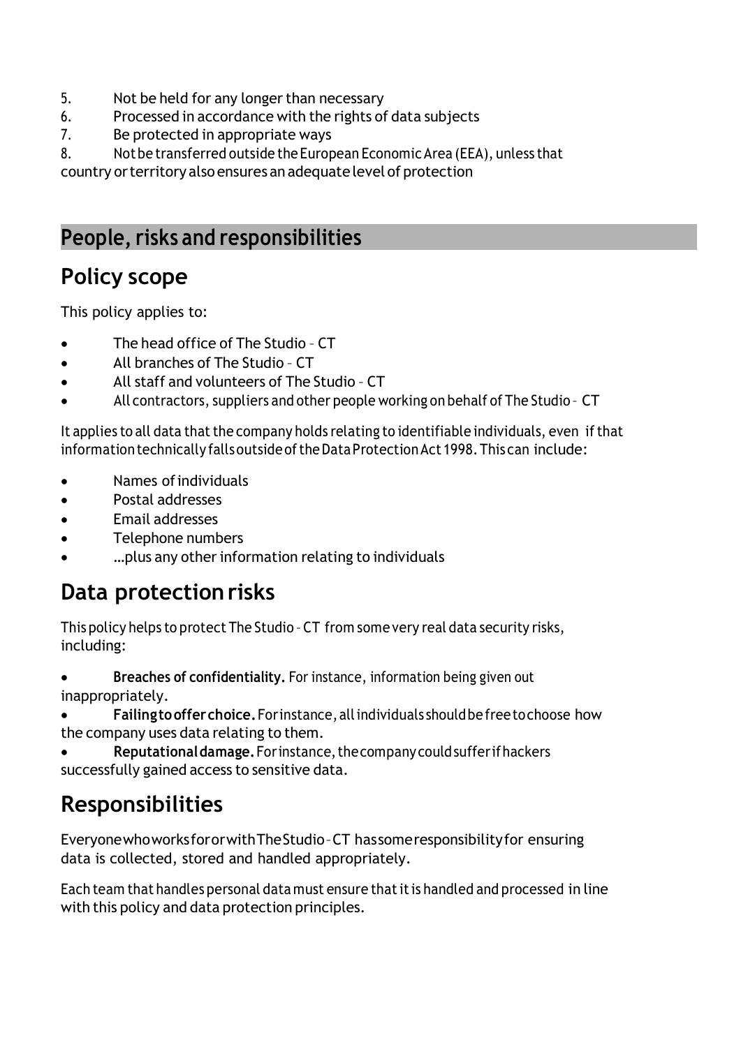5. Not be held for any longer than necessary
6. Processed in accordance with the rights of data subjects
7. Be protected in appropriate ways
8. Not be transferred outside the European Economic Area (EEA), unless that country or territory also ensures an adequate level of protection

# People, risks and responsibilities

## Policy scope

This policy applies to:

- The head office of The Studio – CT
- All branches of The Studio – CT
- All staff and volunteers of The Studio – CT
- All contractors, suppliers and other people working on behalf of The Studio – CT

It applies to all data that the company holds relating to identifiable individuals, even if that information technically falls outside of the Data Protection Act 1998. This can include:

- Names of individuals
- Postal addresses
- Email addresses
- Telephone numbers
- …plus any other information relating to individuals

## Data protection risks

This policy helps to protect The Studio – CT from some very real data security risks, including:

- **Breaches of confidentiality.** For instance, information being given out inappropriately.
- **Failing to offer choice.** For instance, all individuals should be free to choose how the company uses data relating to them.
- **Reputational damage.** For instance, the company could suffer if hackers successfully gained access to sensitive data.

## Responsibilities

Everyone who works for or with The Studio – CT has some responsibility for ensuring data is collected, stored and handled appropriately.

Each team that handles personal data must ensure that it is handled and processed in line with this policy and data protection principles.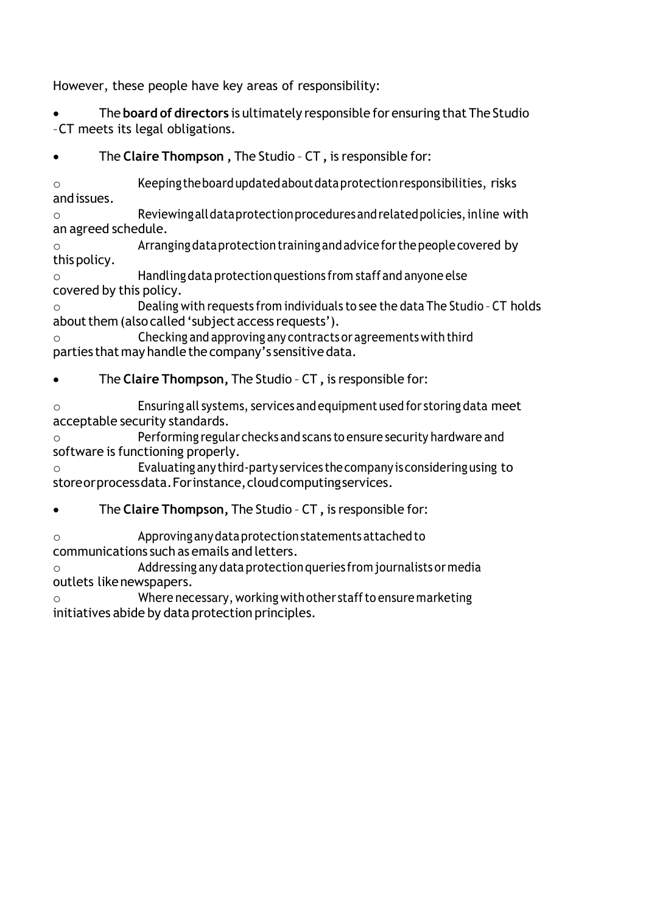However, these people have key areas of responsibility:

- The **board of directors** is ultimately responsible for ensuring that The Studio –CT meets its legal obligations.

- The **Claire Thompson ,** The Studio – CT **,** is responsible for:
  - Keeping the board updated about data protection responsibilities, risks and issues.
  - Reviewing all data protection procedures and related policies, in line with an agreed schedule.
  - Arranging data protection training and advice for the people covered by this policy.
  - Handling data protection questions from staff and anyone else covered by this policy.
  - Dealing with requests from individuals to see the data The Studio – CT holds about them (also called 'subject access requests').
  - Checking and approving any contracts or agreements with third parties that may handle the company's sensitive data.

- The **Claire Thompson,** The Studio – CT **,** is responsible for:
  - Ensuring all systems, services and equipment used for storing data meet acceptable security standards.
  - Performing regular checks and scans to ensure security hardware and software is functioning properly.
  - Evaluating any third-party services the company is considering using to store or process data. For instance, cloud computing services.

- The **Claire Thompson,** The Studio – CT **,** is responsible for:
  - Approving any data protection statements attached to communications such as emails and letters.
  - Addressing any data protection queries from journalists or media outlets like newspapers.
  - Where necessary, working with other staff to ensure marketing initiatives abide by data protection principles.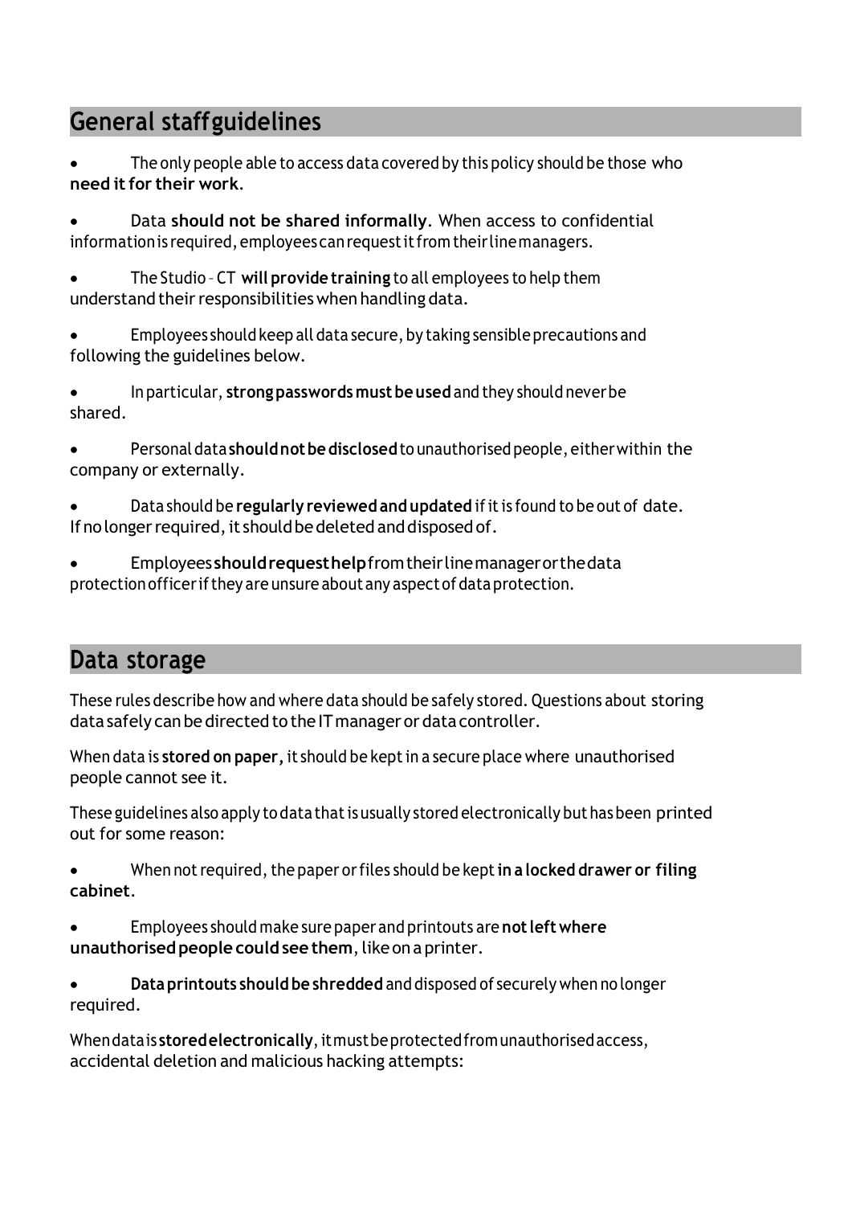## General staff guidelines

- The only people able to access data covered by this policy should be those who **need it for their work**.
- Data **should not be shared informally**. When access to confidential information is required, employees can request it from their line managers.
- The Studio - CT **will provide training** to all employees to help them understand their responsibilities when handling data.
- Employees should keep all data secure, by taking sensible precautions and following the guidelines below.
- In particular, **strong passwords must be used** and they should never be shared.
- Personal data **should not be disclosed** to unauthorised people, either within the company or externally.
- Data should be **regularly reviewed and updated** if it is found to be out of date. If no longer required, it should be deleted and disposed of.
- Employees **should request help** from their line manager or the data protection officer if they are unsure about any aspect of data protection.

## Data storage

These rules describe how and where data should be safely stored. Questions about storing data safely can be directed to the IT manager or data controller.

When data is **stored on paper**, it should be kept in a secure place where unauthorised people cannot see it.

These guidelines also apply to data that is usually stored electronically but has been printed out for some reason:

- When not required, the paper or files should be kept **in a locked drawer or filing cabinet**.
- Employees should make sure paper and printouts are **not left where unauthorised people could see them**, like on a printer.
- **Data printouts should be shredded** and disposed of securely when no longer required.

When data is **stored electronically**, it must be protected from unauthorised access, accidental deletion and malicious hacking attempts: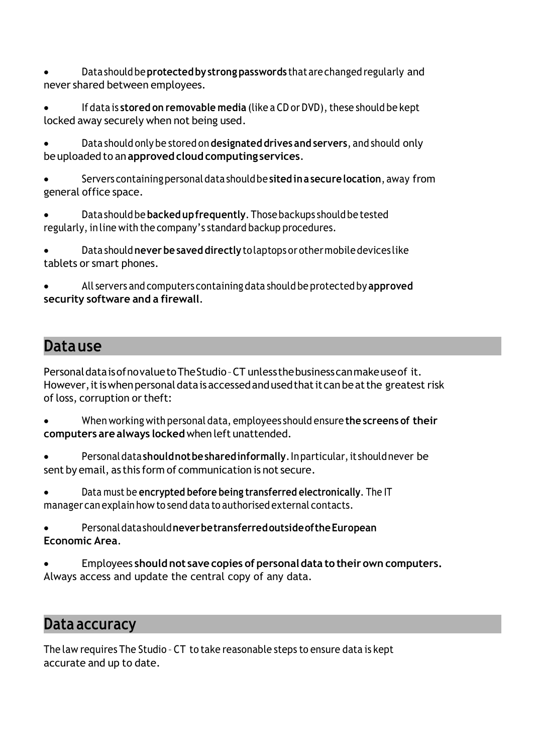- Data should be **protected by strong passwords** that are changed regularly and never shared between employees.
- If data is **stored on removable media** (like a CD or DVD), these should be kept locked away securely when not being used.
- Data should only be stored on **designated drives and servers**, and should only be uploaded to an **approved cloud computing services**.
- Servers containing personal data should be **sited in a secure location**, away from general office space.
- Data should be **backed up frequently**. Those backups should be tested regularly, in line with the company's standard backup procedures.
- Data should **never be saved directly** to laptops or other mobile devices like tablets or smart phones.
- All servers and computers containing data should be protected by **approved security software and a firewall**.

## Data use

Personal data is of no value to The Studio – CT unless the business can make use of it. However, it is when personal data is accessed and used that it can be at the greatest risk of loss, corruption or theft:

- When working with personal data, employees should ensure **the screens of their computers are always locked** when left unattended.
- Personal data **should not be shared informally**. In particular, it should never be sent by email, as this form of communication is not secure.
- Data must be **encrypted before being transferred electronically**. The IT manager can explain how to send data to authorised external contacts.
- Personal data should **never be transferred outside of the European Economic Area**.
- Employees **should not save copies of personal data to their own computers.** Always access and update the central copy of any data.

## Data accuracy

The law requires The Studio – CT to take reasonable steps to ensure data is kept accurate and up to date.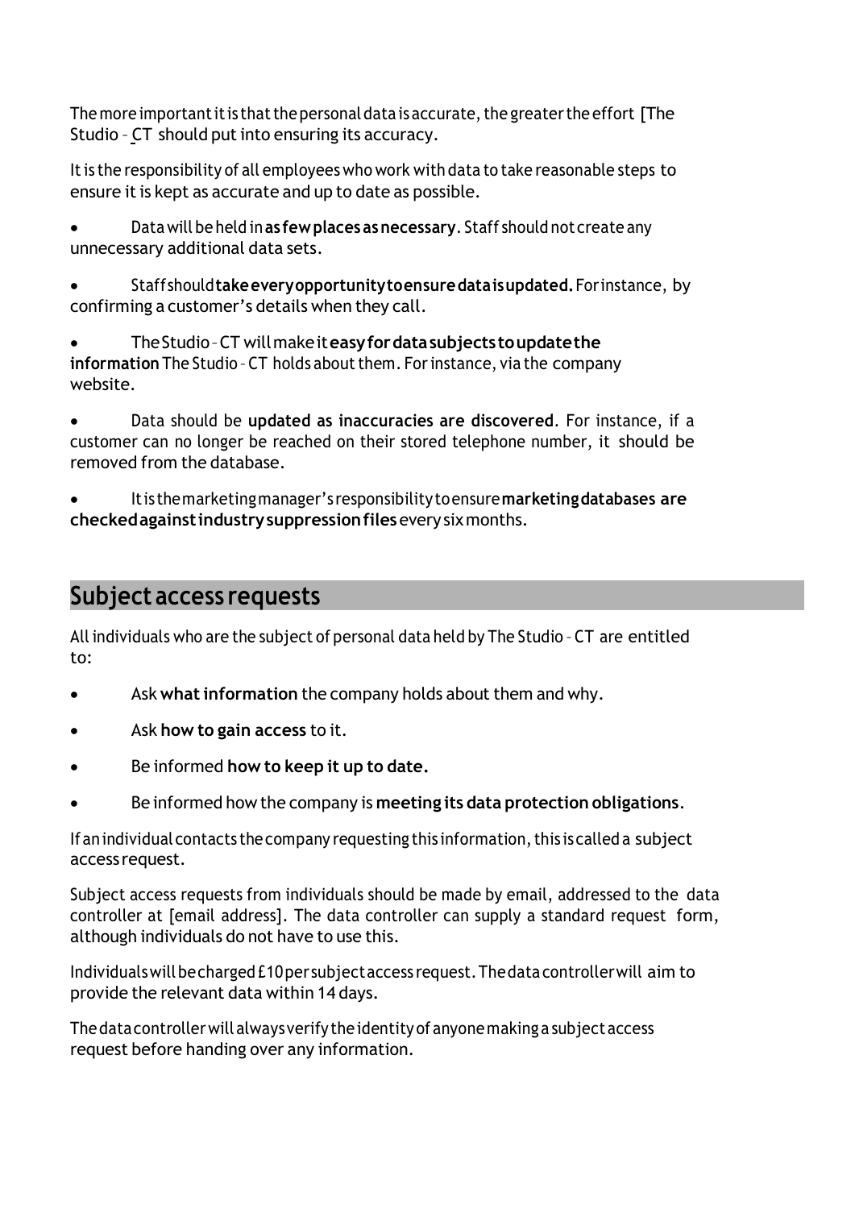The more important it is that the personal data is accurate, the greater the effort [The Studio – CT should put into ensuring its accuracy.

It is the responsibility of all employees who work with data to take reasonable steps to ensure it is kept as accurate and up to date as possible.

- Data will be held in **as few places as necessary**. Staff should not create any unnecessary additional data sets.
- Staff should **take every opportunity to ensure data is updated.** For instance, by confirming a customer's details when they call.
- The Studio – CT will make it **easy for data subjects to update the information** The Studio – CT holds about them. For instance, via the company website.
- Data should be **updated as inaccuracies are discovered**. For instance, if a customer can no longer be reached on their stored telephone number, it should be removed from the database.
- It is the marketing manager's responsibility to ensure **marketing databases are checked against industry suppression files** every six months.

## Subject access requests

All individuals who are the subject of personal data held by The Studio – CT are entitled to:

- Ask **what information** the company holds about them and why.
- Ask **how to gain access** to it.
- Be informed **how to keep it up to date.**
- Be informed how the company is **meeting its data protection obligations**.

If an individual contacts the company requesting this information, this is called a subject access request.

Subject access requests from individuals should be made by email, addressed to the data controller at [email address]. The data controller can supply a standard request form, although individuals do not have to use this.

Individuals will be charged £10 per subject access request. The data controller will aim to provide the relevant data within 14 days.

The data controller will always verify the identity of anyone making a subject access request before handing over any information.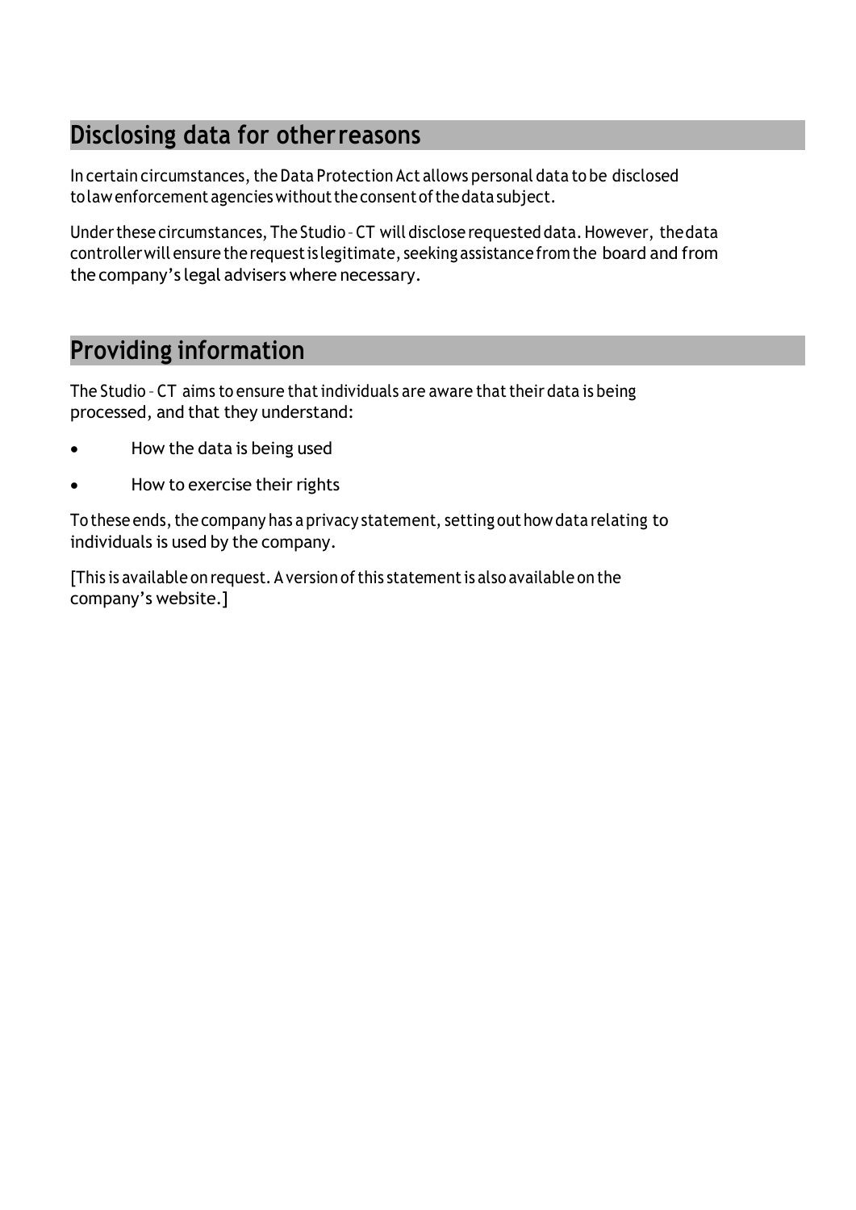## Disclosing data for other reasons

In certain circumstances, the Data Protection Act allows personal data to be disclosed to law enforcement agencies without the consent of the data subject.

Under these circumstances, The Studio – CT will disclose requested data. However, the data controller will ensure the request is legitimate, seeking assistance from the board and from the company's legal advisers where necessary.

## Providing information

The Studio – CT aims to ensure that individuals are aware that their data is being processed, and that they understand:

- How the data is being used
- How to exercise their rights

To these ends, the company has a privacy statement, setting out how data relating to individuals is used by the company.

[This is available on request. A version of this statement is also available on the company's website.]